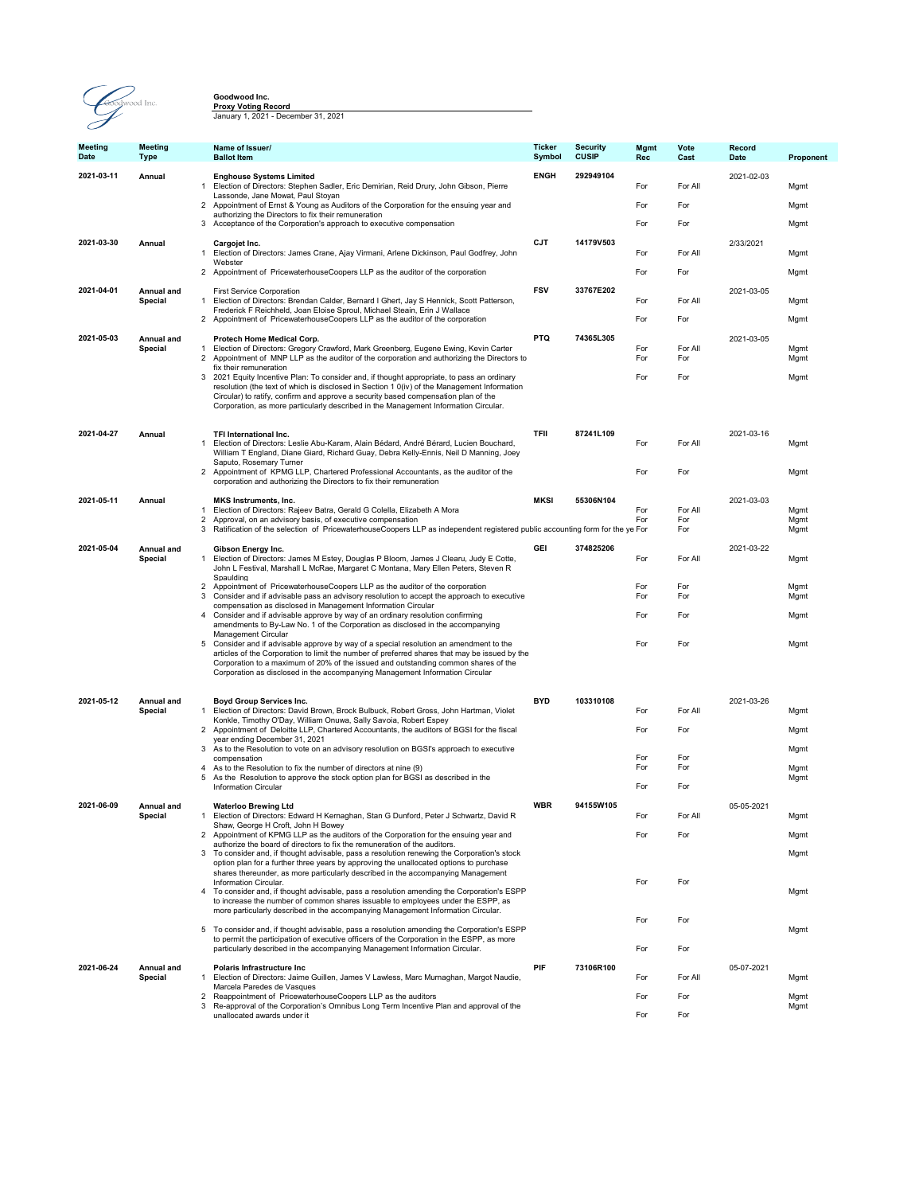**Goodwood Inc.**
**Proxy Voting Record**
January 1, 2021 - December 31, 2021

| Meeting Date | Meeting Type | | Name of Issuer/ Ballot Item | Ticker Symbol | Security CUSIP | Mgmt Rec | Vote Cast | Record Date | Proponent |
|---|---|---|---|---|---|---|---|---|---|
| **2021-03-11** | **Annual** | | **Enghouse Systems Limited** | **ENGH** | **292949104** | | | 2021-02-03 | |
| | | 1 | Election of Directors: Stephen Sadler, Eric Demirian, Reid Drury, John Gibson, Pierre Lassonde, Jane Mowat, Paul Stoyan | | | For | For All | | Mgmt |
| | | 2 | Appointment of Ernst & Young as Auditors of the Corporation for the ensuing year and authorizing the Directors to fix their remuneration | | | For | For | | Mgmt |
| | | 3 | Acceptance of the Corporation's approach to executive compensation | | | For | For | | Mgmt |
| **2021-03-30** | **Annual** | | **Cargojet Inc.** | **CJT** | **14179V503** | | | 2/33/2021 | |
| | | 1 | Election of Directors: James Crane, Ajay Virmani, Arlene Dickinson, Paul Godfrey, John Webster | | | For | For All | | Mgmt |
| | | 2 | Appointment of PricewaterhouseCoopers LLP as the auditor of the corporation | | | For | For | | Mgmt |
| **2021-04-01** | **Annual and Special** | | First Service Corporation | **FSV** | **33767E202** | | | 2021-03-05 | |
| | | 1 | Election of Directors: Brendan Calder, Bernard I Ghert, Jay S Hennick, Scott Patterson, Frederick F Reichheld, Joan Eloise Sproul, Michael Stein, Erin J Wallace | | | For | For All | | Mgmt |
| | | 2 | Appointment of PricewaterhouseCoopers LLP as the auditor of the corporation | | | For | For | | Mgmt |
| **2021-05-03** | **Annual and Special** | | **Protech Home Medical Corp.** | **PTQ** | **74365L305** | | | 2021-03-05 | |
| | | 1 | Election of Directors: Gregory Crawford, Mark Greenberg, Eugene Ewing, Kevin Carter | | | For | For All | | Mgmt |
| | | 2 | Appointment of MNP LLP as the auditor of the corporation and authorizing the Directors to fix their remuneration | | | For | For | | Mgmt |
| | | 3 | 2021 Equity Incentive Plan: To consider and, if thought appropriate, to pass an ordinary resolution (the text of which is disclosed in Section 1 0(iv) of the Management Information Circular) to ratify, confirm and approve a security based compensation plan of the Corporation, as more particularly described in the Management Information Circular. | | | For | For | | Mgmt |
| **2021-04-27** | **Annual** | | **TFI International Inc.** | **TFII** | **87241L109** | | | 2021-03-16 | |
| | | 1 | Election of Directors: Leslie Abu-Karam, Alain Bédard, André Bérard, Lucien Bouchard, William T England, Diane Giard, Richard Guay, Debra Kelly-Ennis, Neil D Manning, Joey Saputo, Rosemary Turner | | | For | For All | | Mgmt |
| | | 2 | Appointment of KPMG LLP, Chartered Professional Accountants, as the auditor of the corporation and authorizing the Directors to fix their remuneration | | | For | For | | Mgmt |
| **2021-05-11** | **Annual** | | **MKS Instruments, Inc.** | **MKSI** | **55306N104** | | | 2021-03-03 | |
| | | 1 | Election of Directors: Rajeev Batra, Gerald G Colella, Elizabeth A Mora | | | For | For All | | Mgmt |
| | | 2 | Approval, on an advisory basis, of executive compensation | | | For | For | | Mgmt |
| | | 3 | Ratification of the selection of PricewaterhouseCoopers LLP as independent registered public accounting form for the ye | | | For | For | | Mgmt |
| **2021-05-04** | **Annual and Special** | | **Gibson Energy Inc.** | **GEI** | **374825206** | | | 2021-03-22 | |
| | | 1 | Election of Directors: James M Estey, Douglas P Bloom, James J Cleary, Judy E Cotte, John L Festival, Marshall L McRae, Mary Ellen Peters, Steven R Spaulding | | | For | For All | | Mgmt |
| | | 2 | Appointment of PricewaterhouseCoopers LLP as the auditor of the corporation | | | For | For | | Mgmt |
| | | 3 | Consider and if advisable pass an advisory resolution to accept the approach to executive compensation as disclosed in Management Information Circular | | | For | For | | Mgmt |
| | | 4 | Consider and if advisable approve by way of an ordinary resolution confirming amendments to By-Law No. 1 of the Corporation as disclosed in the accompanying Management Circular | | | For | For | | Mgmt |
| | | 5 | Consider and if advisable approve by way of a special resolution an amendment to the articles of the Corporation to limit the number of preferred shares that may be issued by the Corporation to a maximum of 20% of the issued and outstanding common shares of the Corporation as disclosed in the accompanying Management Information Circular | | | For | For | | Mgmt |
| **2021-05-12** | **Annual and Special** | | **Boyd Group Services Inc.** | **BYD** | **103310108** | | | 2021-03-26 | |
| | | 1 | Election of Directors: David Brown, Brock Bulbuck, Robert Gross, John Hartman, Violet Konkle, Timothy O'Day, William Onuwa, Sally Savoia, Robert Espey | | | For | For All | | Mgmt |
| | | 2 | Appointment of Deloitte LLP, Chartered Accountants, the auditors of BGSI for the fiscal year ending December 31, 2021 | | | For | For | | Mgmt |
| | | 3 | As to the Resolution to vote on an advisory resolution on BGSI's approach to executive compensation | | | For | For | | Mgmt |
| | | 4 | As to the Resolution to fix the number of directors at nine (9) | | | For | For | | Mgmt |
| | | 5 | As the Resolution to approve the stock option plan for BGSI as described in the Information Circular | | | For | For | | Mgmt |
| **2021-06-09** | **Annual and Special** | | **Waterloo Brewing Ltd** | **WBR** | **94155W105** | | | 05-05-2021 | |
| | | 1 | Election of Directors: Edward H Kernaghan, Stan G Dunford, Peter J Schwartz, David R Shaw, George H Croft, John H Bowey | | | For | For All | | Mgmt |
| | | 2 | Appointment of KPMG LLP as the auditors of the Corporation for the ensuing year and authorize the board of directors to fix the remuneration of the auditors. | | | For | For | | Mgmt |
| | | 3 | To consider and, if thought advisable, pass a resolution renewing the Corporation's stock option plan for a further three years by approving the unallocated options to purchase shares thereunder, as more particularly described in the accompanying Management Information Circular. | | | For | For | | Mgmt |
| | | 4 | To consider and, if thought advisable, pass a resolution amending the Corporation's ESPP to increase the number of common shares issuable to employees under the ESPP, as more particularly described in the accompanying Management Information Circular. | | | For | For | | Mgmt |
| | | 5 | To consider and, if thought advisable, pass a resolution amending the Corporation's ESPP to permit the participation of executive officers of the Corporation in the ESPP, as more particularly described in the accompanying Management Information Circular. | | | For | For | | Mgmt |
| **2021-06-24** | **Annual and Special** | | **Polaris Infrastructure Inc** | **PIF** | **73106R100** | | | 05-07-2021 | |
| | | 1 | Election of Directors: Jaime Guillen, James V Lawless, Marc Murnaghan, Margot Naudie, Marcela Paredes de Vasques | | | For | For All | | Mgmt |
| | | 2 | Reappointment of PricewaterhouseCoopers LLP as the auditors | | | For | For | | Mgmt |
| | | 3 | Re-approval of the Corporation's Omnibus Long Term Incentive Plan and approval of the unallocated awards under it | | | For | For | | Mgmt |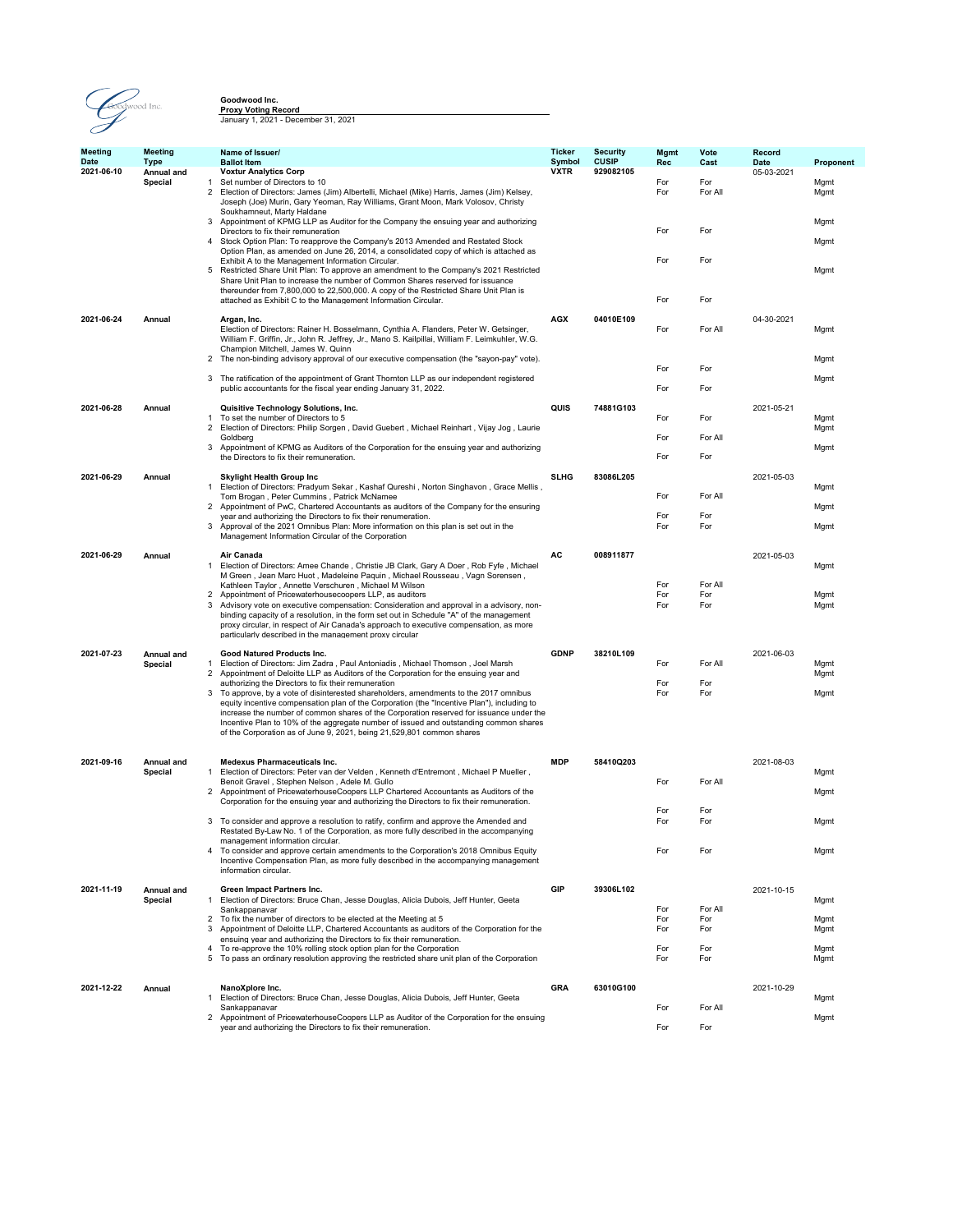**Goodwood Inc.**
**Proxy Voting Record**
January 1, 2021 - December 31, 2021

| Meeting Date | Meeting Type | | Name of Issuer/ Ballot Item | Ticker Symbol | Security CUSIP | Mgmt Rec | Vote Cast | Record Date | Proponent |
|---|---|---|---|---|---|---|---|---|---|
| 2021-06-10 | Annual and Special | | **Voxtur Analytics Corp** | **VXTR** | **929082105** | | | 05-03-2021 | |
| | | 1 | Set number of Directors to 10 | | | For | For | | Mgmt |
| | | 2 | Election of Directors: James (Jim) Albertelli, Michael (Mike) Harris, James (Jim) Kelsey, Joseph (Joe) Murin, Gary Yeoman, Ray Williams, Grant Moon, Mark Volosov, Christy Soukhamneut, Marty Haldane | | | For | For All | | Mgmt |
| | | 3 | Appointment of KPMG LLP as Auditor for the Company the ensuing year and authorizing Directors to fix their remuneration | | | For | For | | Mgmt |
| | | 4 | Stock Option Plan: To reapprove the Company's 2013 Amended and Restated Stock Option Plan, as amended on June 26, 2014, a consolidated copy of which is attached as Exhibit A to the Management Information Circular. | | | For | For | | Mgmt |
| | | 5 | Restricted Share Unit Plan: To approve an amendment to the Company's 2021 Restricted Share Unit Plan to increase the number of Common Shares reserved for issuance thereunder from 7,800,000 to 22,500,000. A copy of the Restricted Share Unit Plan is attached as Exhibit C to the Management Information Circular. | | | For | For | | Mgmt |
| 2021-06-24 | Annual | | **Argan, Inc.** | **AGX** | **04010E109** | | | 04-30-2021 | |
| | | | Election of Directors: Rainer H. Bosselmann, Cynthia A. Flanders, Peter W. Getsinger, William F. Griffin, Jr., John R. Jeffrey, Jr., Mano S. Kailpillai, William F. Leimkuhler, W.G. Champion Mitchell, James W. Quinn | | | For | For All | | Mgmt |
| | | 2 | The non-binding advisory approval of our executive compensation (the "sayon-pay" vote). | | | For | For | | Mgmt |
| | | 3 | The ratification of the appointment of Grant Thornton LLP as our independent registered public accountants for the fiscal year ending January 31, 2022. | | | For | For | | Mgmt |
| 2021-06-28 | Annual | | **Quisitive Technology Solutions, Inc.** | **QUIS** | **74881G103** | | | 2021-05-21 | |
| | | 1 | To set the number of Directors to 5 | | | For | For | | Mgmt |
| | | 2 | Election of Directors: Philip Sorgen , David Guebert , Michael Reinhart , Vijay Jog , Laurie Goldberg | | | For | For All | | Mgmt |
| | | 3 | Appointment of KPMG as Auditors of the Corporation for the ensuing year and authorizing the Directors to fix their remuneration. | | | For | For | | Mgmt |
| 2021-06-29 | Annual | | **Skylight Health Group Inc** | **SLHG** | **83086L205** | | | 2021-05-03 | |
| | | 1 | Election of Directors: Pradyum Sekar , Kashaf Qureshi , Norton Singhavon , Grace Mellis , Tom Brogan , Peter Cummins , Patrick McNamee | | | For | For All | | Mgmt |
| | | 2 | Appointment of PwC, Chartered Accountants as auditors of the Company for the ensuring year and authorizing the Directors to fix their remuneration. | | | For | For | | Mgmt |
| | | 3 | Approval of the 2021 Omnibus Plan: More information on this plan is set out in the Management Information Circular of the Corporation | | | For | For | | Mgmt |
| 2021-06-29 | Annual | | **Air Canada** | **AC** | **008911877** | | | 2021-05-03 | |
| | | 1 | Election of Directors: Amee Chande , Christie JB Clark, Gary A Doer , Rob Fyfe , Michael M Green , Jean Marc Huot , Madeleine Paquin , Michael Rousseau , Vagn Sorensen , Kathleen Taylor , Annette Verschuren , Michael M Wilson | | | For | For All | | Mgmt |
| | | 2 | Appointment of Pricewaterhousecoopers LLP, as auditors | | | For | For | | Mgmt |
| | | 3 | Advisory vote on executive compensation: Consideration and approval in a advisory, non-binding capacity of a resolution, in the form set out in Schedule "A" of the management proxy circular, in respect of Air Canada's approach to executive compensation, as more particularly described in the management proxy circular | | | For | For | | Mgmt |
| 2021-07-23 | Annual and Special | | **Good Natured Products Inc.** | **GDNP** | **38210L109** | | | 2021-06-03 | |
| | | 1 | Election of Directors: Jim Zadra , Paul Antoniadis , Michael Thomson , Joel Marsh | | | For | For All | | Mgmt |
| | | 2 | Appointment of Deloitte LLP as Auditors of the Corporation for the ensuing year and authorizing the Directors to fix their remuneration | | | For | For | | Mgmt |
| | | 3 | To approve, by a vote of disinterested shareholders, amendments to the 2017 omnibus equity incentive compensation plan of the Corporation (the "Incentive Plan"), including to increase the number of common shares of the Corporation reserved for issuance under the Incentive Plan to 10% of the aggregate number of issued and outstanding common shares of the Corporation as of June 9, 2021, being 21,529,801 common shares | | | For | For | | Mgmt |
| 2021-09-16 | Annual and Special | | **Medexus Pharmaceuticals Inc.** | **MDP** | **58410Q203** | | | 2021-08-03 | |
| | | 1 | Election of Directors: Peter van der Velden , Kenneth d'Entremont , Michael P Mueller , Benoit Gravel , Stephen Nelson , Adele M. Gullo | | | For | For All | | Mgmt |
| | | 2 | Appointment of PricewaterhouseCoopers LLP Chartered Accountants as Auditors of the Corporation for the ensuing year and authorizing the Directors to fix their remuneration. | | | For | For | | Mgmt |
| | | 3 | To consider and approve a resolution to ratify, confirm and approve the Amended and Restated By-Law No. 1 of the Corporation, as more fully described in the accompanying management information circular. | | | For | For | | Mgmt |
| | | 4 | To consider and approve certain amendments to the Corporation's 2018 Omnibus Equity Incentive Compensation Plan, as more fully described in the accompanying management information circular. | | | For | For | | Mgmt |
| 2021-11-19 | Annual and Special | | **Green Impact Partners Inc.** | **GIP** | **39306L102** | | | 2021-10-15 | |
| | | 1 | Election of Directors: Bruce Chan, Jesse Douglas, Alicia Dubois, Jeff Hunter, Geeta Sankappanavar | | | For | For All | | Mgmt |
| | | 2 | To fix the number of directors to be elected at the Meeting at 5 | | | For | For | | Mgmt |
| | | 3 | Appointment of Deloitte LLP, Chartered Accountants as auditors of the Corporation for the ensuing year and authorizing the Directors to fix their remuneration. | | | For | For | | Mgmt |
| | | 4 | To re-approve the 10% rolling stock option plan for the Corporation | | | For | For | | Mgmt |
| | | 5 | To pass an ordinary resolution approving the restricted share unit plan of the Corporation | | | For | For | | Mgmt |
| 2021-12-22 | Annual | | **NanoXplore Inc.** | **GRA** | **63010G100** | | | 2021-10-29 | |
| | | 1 | Election of Directors: Bruce Chan, Jesse Douglas, Alicia Dubois, Jeff Hunter, Geeta Sankappanavar | | | For | For All | | Mgmt |
| | | 2 | Appointment of PricewaterhouseCoopers LLP as Auditor of the Corporation for the ensuing year and authorizing the Directors to fix their remuneration. | | | For | For | | Mgmt |